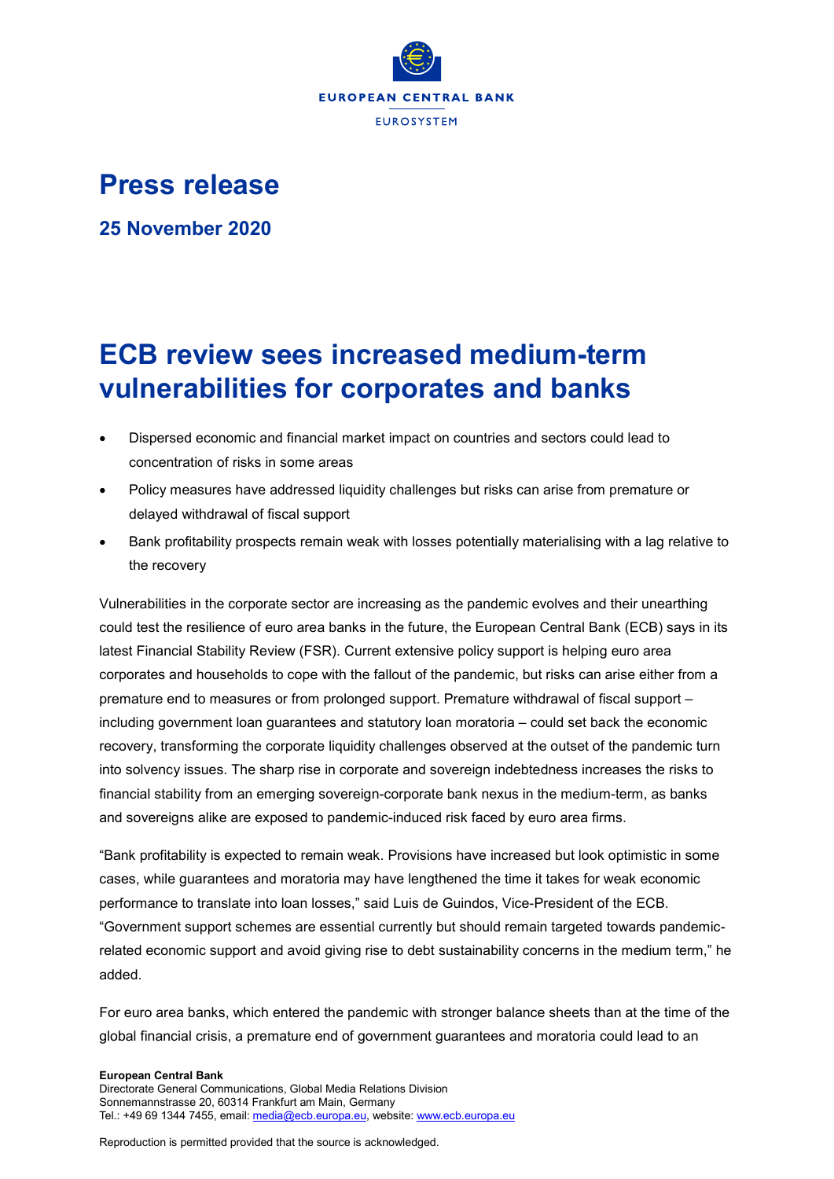EUROPEAN CENTRAL BANK

EUROSYSTEM

# Press release

## 25 November 2020

# ECB review sees increased medium-term vulnerabilities for corporates and banks

- Dispersed economic and financial market impact on countries and sectors could lead to concentration of risks in some areas
- Policy measures have addressed liquidity challenges but risks can arise from premature or delayed withdrawal of fiscal support
- Bank profitability prospects remain weak with losses potentially materialising with a lag relative to the recovery

Vulnerabilities in the corporate sector are increasing as the pandemic evolves and their unearthing could test the resilience of euro area banks in the future, the European Central Bank (ECB) says in its latest Financial Stability Review (FSR). Current extensive policy support is helping euro area corporates and households to cope with the fallout of the pandemic, but risks can arise either from a premature end to measures or from prolonged support. Premature withdrawal of fiscal support – including government loan guarantees and statutory loan moratoria – could set back the economic recovery, transforming the corporate liquidity challenges observed at the outset of the pandemic turn into solvency issues. The sharp rise in corporate and sovereign indebtedness increases the risks to financial stability from an emerging sovereign-corporate bank nexus in the medium-term, as banks and sovereigns alike are exposed to pandemic-induced risk faced by euro area firms.

"Bank profitability is expected to remain weak. Provisions have increased but look optimistic in some cases, while guarantees and moratoria may have lengthened the time it takes for weak economic performance to translate into loan losses," said Luis de Guindos, Vice-President of the ECB. "Government support schemes are essential currently but should remain targeted towards pandemic-related economic support and avoid giving rise to debt sustainability concerns in the medium term," he added.

For euro area banks, which entered the pandemic with stronger balance sheets than at the time of the global financial crisis, a premature end of government guarantees and moratoria could lead to an

**European Central Bank**
Directorate General Communications, Global Media Relations Division
Sonnemannstrasse 20, 60314 Frankfurt am Main, Germany
Tel.: +49 69 1344 7455, email: media@ecb.europa.eu, website: www.ecb.europa.eu

Reproduction is permitted provided that the source is acknowledged.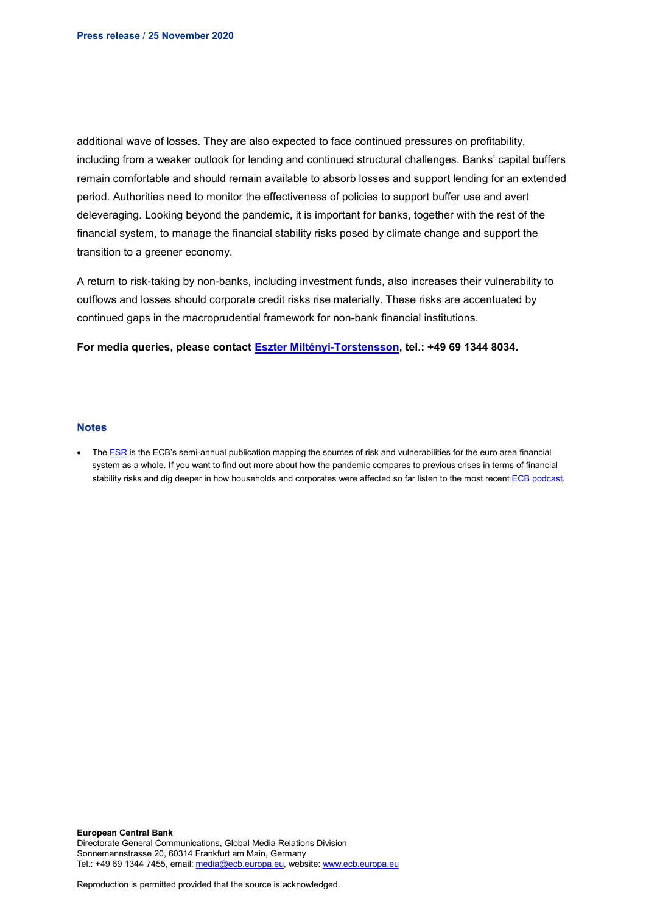additional wave of losses. They are also expected to face continued pressures on profitability, including from a weaker outlook for lending and continued structural challenges. Banks' capital buffers remain comfortable and should remain available to absorb losses and support lending for an extended period. Authorities need to monitor the effectiveness of policies to support buffer use and avert deleveraging. Looking beyond the pandemic, it is important for banks, together with the rest of the financial system, to manage the financial stability risks posed by climate change and support the transition to a greener economy.

A return to risk-taking by non-banks, including investment funds, also increases their vulnerability to outflows and losses should corporate credit risks rise materially. These risks are accentuated by continued gaps in the macroprudential framework for non-bank financial institutions.

**For media queries, please contact Eszter Miltényi-Torstensson, tel.: +49 69 1344 8034.**

## Notes

- The FSR is the ECB's semi-annual publication mapping the sources of risk and vulnerabilities for the euro area financial system as a whole. If you want to find out more about how the pandemic compares to previous crises in terms of financial stability risks and dig deeper in how households and corporates were affected so far listen to the most recent ECB podcast.

**European Central Bank**
Directorate General Communications, Global Media Relations Division
Sonnemannstrasse 20, 60314 Frankfurt am Main, Germany
Tel.: +49 69 1344 7455, email: media@ecb.europa.eu, website: www.ecb.europa.eu

Reproduction is permitted provided that the source is acknowledged.